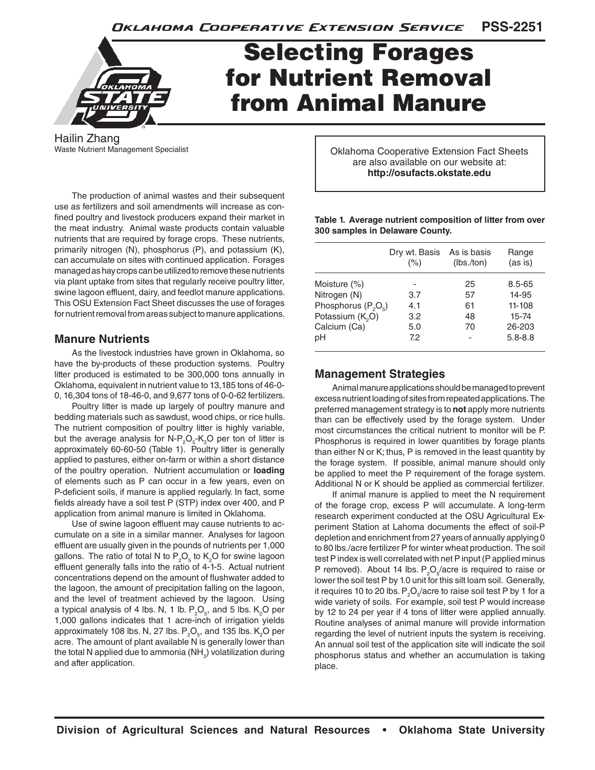# Selecting Forages for Nutrient Removal from Animal Manure

Hailin Zhang
Waste Nutrient Management Specialist

Oklahoma Cooperative Extension Fact Sheets are also available on our website at: **http://osufacts.okstate.edu**

The production of animal wastes and their subsequent use as fertilizers and soil amendments will increase as confined poultry and livestock producers expand their market in the meat industry. Animal waste products contain valuable nutrients that are required by forage crops. These nutrients, primarily nitrogen (N), phosphorus (P), and potassium (K), can accumulate on sites with continued application. Forages managed as hay crops can be utilized to remove these nutrients via plant uptake from sites that regularly receive poultry litter, swine lagoon effluent, dairy, and feedlot manure applications. This OSU Extension Fact Sheet discusses the use of forages for nutrient removal from areas subject to manure applications.

## Manure Nutrients

As the livestock industries have grown in Oklahoma, so have the by-products of these production systems. Poultry litter produced is estimated to be 300,000 tons annually in Oklahoma, equivalent in nutrient value to 13,185 tons of 46-0-0, 16,304 tons of 18-46-0, and 9,677 tons of 0-0-62 fertilizers.

Poultry litter is made up largely of poultry manure and bedding materials such as sawdust, wood chips, or rice hulls. The nutrient composition of poultry litter is highly variable, but the average analysis for N-$P_2O_5$-$K_2O$ per ton of litter is approximately 60-60-50 (Table 1). Poultry litter is generally applied to pastures, either on-farm or within a short distance of the poultry operation. Nutrient accumulation or **loading** of elements such as P can occur in a few years, even on P-deficient soils, if manure is applied regularly. In fact, some fields already have a soil test P (STP) index over 400, and P application from animal manure is limited in Oklahoma.

Use of swine lagoon effluent may cause nutrients to accumulate on a site in a similar manner. Analyses for lagoon effluent are usually given in the pounds of nutrients per 1,000 gallons. The ratio of total N to $P_2O_5$ to $K_2O$ for swine lagoon effluent generally falls into the ratio of 4-1-5. Actual nutrient concentrations depend on the amount of flushwater added to the lagoon, the amount of precipitation falling on the lagoon, and the level of treatment achieved by the lagoon. Using a typical analysis of 4 lbs. N, 1 lb. $P_2O_5$, and 5 lbs. $K_2O$ per 1,000 gallons indicates that 1 acre-inch of irrigation yields approximately 108 lbs. N, 27 lbs. $P_2O_5$, and 135 lbs. $K_2O$ per acre. The amount of plant available N is generally lower than the total N applied due to ammonia ($NH_3$) volatilization during and after application.

**Table 1. Average nutrient composition of litter from over 300 samples in Delaware County.**

| | Dry wt. Basis (%) | As is basis (lbs./ton) | Range (as is) |
|---|---|---|---|
| Moisture (%) | - | 25 | 8.5-65 |
| Nitrogen (N) | 3.7 | 57 | 14-95 |
| Phosphorus ($P_2O_5$) | 4.1 | 61 | 11-108 |
| Potassium ($K_2O$) | 3.2 | 48 | 15-74 |
| Calcium (Ca) | 5.0 | 70 | 26-203 |
| pH | 7.2 | - | 5.8-8.8 |

## Management Strategies

Animal manure applications should be managed to prevent excess nutrient loading of sites from repeated applications. The preferred management strategy is to **not** apply more nutrients than can be effectively used by the forage system. Under most circumstances the critical nutrient to monitor will be P. Phosphorus is required in lower quantities by forage plants than either N or K; thus, P is removed in the least quantity by the forage system. If possible, animal manure should only be applied to meet the P requirement of the forage system. Additional N or K should be applied as commercial fertilizer.

If animal manure is applied to meet the N requirement of the forage crop, excess P will accumulate. A long-term research experiment conducted at the OSU Agricultural Experiment Station at Lahoma documents the effect of soil-P depletion and enrichment from 27 years of annually applying 0 to 80 lbs./acre fertilizer P for winter wheat production. The soil test P index is well correlated with net P input (P applied minus P removed). About 14 lbs. $P_2O_5$/acre is required to raise or lower the soil test P by 1.0 unit for this silt loam soil. Generally, it requires 10 to 20 lbs. $P_2O_5$/acre to raise soil test P by 1 for a wide variety of soils. For example, soil test P would increase by 12 to 24 per year if 4 tons of litter were applied annually. Routine analyses of animal manure will provide information regarding the level of nutrient inputs the system is receiving. An annual soil test of the application site will indicate the soil phosphorus status and whether an accumulation is taking place.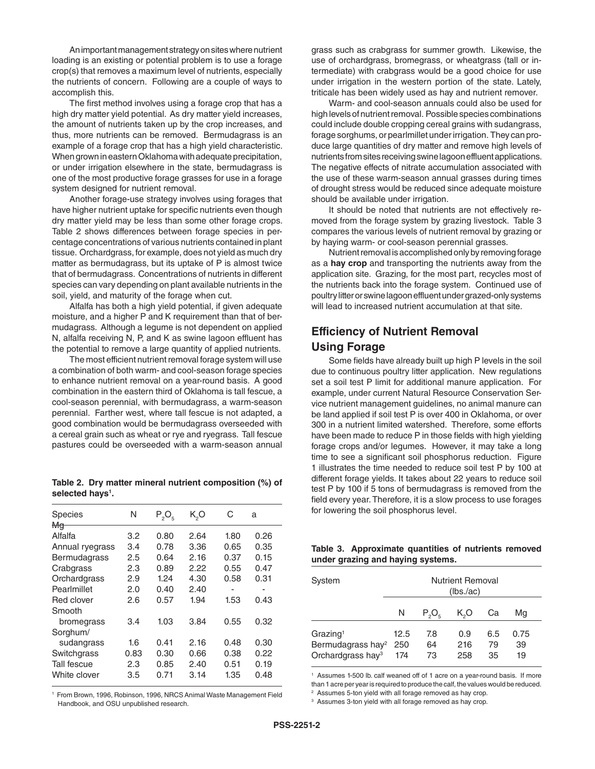An important management strategy on sites where nutrient loading is an existing or potential problem is to use a forage crop(s) that removes a maximum level of nutrients, especially the nutrients of concern. Following are a couple of ways to accomplish this.

The first method involves using a forage crop that has a high dry matter yield potential. As dry matter yield increases, the amount of nutrients taken up by the crop increases, and thus, more nutrients can be removed. Bermudagrass is an example of a forage crop that has a high yield characteristic. When grown in eastern Oklahoma with adequate precipitation, or under irrigation elsewhere in the state, bermudagrass is one of the most productive forage grasses for use in a forage system designed for nutrient removal.

Another forage-use strategy involves using forages that have higher nutrient uptake for specific nutrients even though dry matter yield may be less than some other forage crops. Table 2 shows differences between forage species in percentage concentrations of various nutrients contained in plant tissue. Orchardgrass, for example, does not yield as much dry matter as bermudagrass, but its uptake of P is almost twice that of bermudagrass. Concentrations of nutrients in different species can vary depending on plant available nutrients in the soil, yield, and maturity of the forage when cut.

Alfalfa has both a high yield potential, if given adequate moisture, and a higher P and K requirement than that of bermudagrass. Although a legume is not dependent on applied N, alfalfa receiving N, P, and K as swine lagoon effluent has the potential to remove a large quantity of applied nutrients.

The most efficient nutrient removal forage system will use a combination of both warm- and cool-season forage species to enhance nutrient removal on a year-round basis. A good combination in the eastern third of Oklahoma is tall fescue, a cool-season perennial, with bermudagrass, a warm-season perennial. Farther west, where tall fescue is not adapted, a good combination would be bermudagrass overseeded with a cereal grain such as wheat or rye and ryegrass. Tall fescue pastures could be overseeded with a warm-season annual grass such as crabgrass for summer growth. Likewise, the use of orchardgrass, bromegrass, or wheatgrass (tall or intermediate) with crabgrass would be a good choice for use under irrigation in the western portion of the state. Lately, triticale has been widely used as hay and nutrient remover.

**Table 2. Dry matter mineral nutrient composition (%) of selected hays[1].**

| Species | N | $P_2O_5$ | $K_2O$ | Ca | Mg |
|---|---|---|---|---|---|
| Alfalfa | 3.2 | 0.80 | 2.64 | 1.80 | 0.26 |
| Annual ryegrass | 3.4 | 0.78 | 3.36 | 0.65 | 0.35 |
| Bermudagrass | 2.5 | 0.64 | 2.16 | 0.37 | 0.15 |
| Crabgrass | 2.3 | 0.89 | 2.22 | 0.55 | 0.47 |
| Orchardgrass | 2.9 | 1.24 | 4.30 | 0.58 | 0.31 |
| Pearlmillet | 2.0 | 0.40 | 2.40 | - | - |
| Red clover | 2.6 | 0.57 | 1.94 | 1.53 | 0.43 |
| Smooth bromegrass | 3.4 | 1.03 | 3.84 | 0.55 | 0.32 |
| Sorghum/ sudangrass | 1.6 | 0.41 | 2.16 | 0.48 | 0.30 |
| Switchgrass | 0.83 | 0.30 | 0.66 | 0.38 | 0.22 |
| Tall fescue | 2.3 | 0.85 | 2.40 | 0.51 | 0.19 |
| White clover | 3.5 | 0.71 | 3.14 | 1.35 | 0.48 |

[1] From Brown, 1996, Robinson, 1996, NRCS Animal Waste Management Field Handbook, and OSU unpublished research.

Warm- and cool-season annuals could also be used for high levels of nutrient removal. Possible species combinations could include double cropping cereal grains with sudangrass, forage sorghums, or pearlmillet under irrigation. They can produce large quantities of dry matter and remove high levels of nutrients from sites receiving swine lagoon effluent applications. The negative effects of nitrate accumulation associated with the use of these warm-season annual grasses during times of drought stress would be reduced since adequate moisture should be available under irrigation.

It should be noted that nutrients are not effectively removed from the forage system by grazing livestock. Table 3 compares the various levels of nutrient removal by grazing or by haying warm- or cool-season perennial grasses.

Nutrient removal is accomplished only by removing forage as a **hay crop** and transporting the nutrients away from the application site. Grazing, for the most part, recycles most of the nutrients back into the forage system. Continued use of poultry litter or swine lagoon effluent under grazed-only systems will lead to increased nutrient accumulation at that site.

## Efficiency of Nutrient Removal Using Forage

Some fields have already built up high P levels in the soil due to continuous poultry litter application. New regulations set a soil test P limit for additional manure application. For example, under current Natural Resource Conservation Service nutrient management guidelines, no animal manure can be land applied if soil test P is over 400 in Oklahoma, or over 300 in a nutrient limited watershed. Therefore, some efforts have been made to reduce P in those fields with high yielding forage crops and/or legumes. However, it may take a long time to see a significant soil phosphorus reduction. Figure 1 illustrates the time needed to reduce soil test P by 100 at different forage yields. It takes about 22 years to reduce soil test P by 100 if 5 tons of bermudagrass is removed from the field every year. Therefore, it is a slow process to use forages for lowering the soil phosphorus level.

**Table 3. Approximate quantities of nutrients removed under grazing and haying systems.**

| System | Nutrient Removal (lbs./ac) | | | | |
|---|---|---|---|---|---|
| | N | $P_2O_5$ | $K_2O$ | Ca | Mg |
| Grazing[1] | 12.5 | 7.8 | 0.9 | 6.5 | 0.75 |
| Bermudagrass hay[2] | 250 | 64 | 216 | 79 | 39 |
| Orchardgrass hay[3] | 174 | 73 | 258 | 35 | 19 |

[1] Assumes 1-500 lb. calf weaned off of 1 acre on a year-round basis. If more than 1 acre per year is required to produce the calf, the values would be reduced.

[2] Assumes 5-ton yield with all forage removed as hay crop.

[3] Assumes 3-ton yield with all forage removed as hay crop.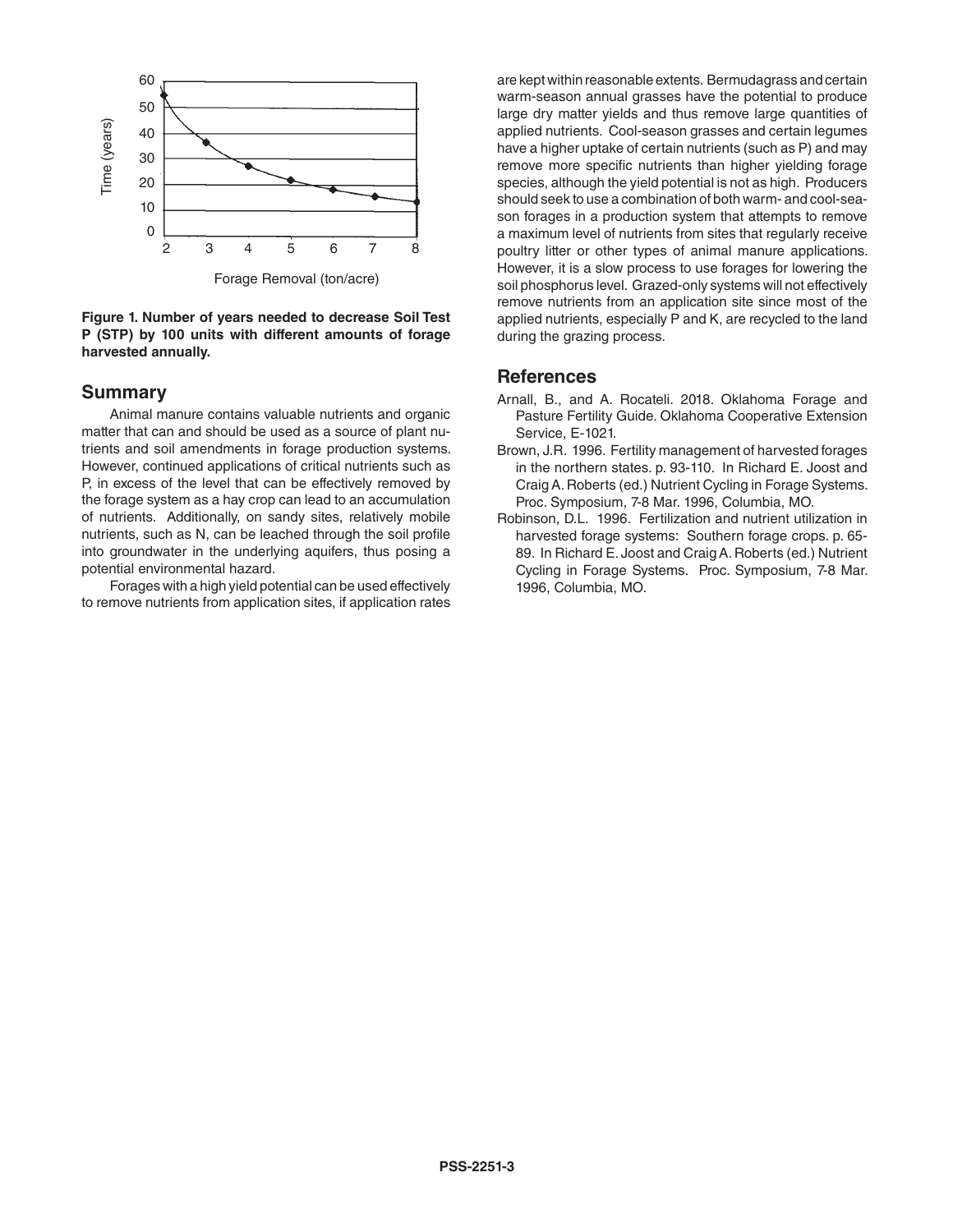**Figure 1. Number of years needed to decrease Soil Test P (STP) by 100 units with different amounts of forage harvested annually.**

## Summary

Animal manure contains valuable nutrients and organic matter that can and should be used as a source of plant nutrients and soil amendments in forage production systems. However, continued applications of critical nutrients such as P, in excess of the level that can be effectively removed by the forage system as a hay crop can lead to an accumulation of nutrients. Additionally, on sandy sites, relatively mobile nutrients, such as N, can be leached through the soil profile into groundwater in the underlying aquifers, thus posing a potential environmental hazard.

Forages with a high yield potential can be used effectively to remove nutrients from application sites, if application rates are kept within reasonable extents. Bermudagrass and certain warm-season annual grasses have the potential to produce large dry matter yields and thus remove large quantities of applied nutrients. Cool-season grasses and certain legumes have a higher uptake of certain nutrients (such as P) and may remove more specific nutrients than higher yielding forage species, although the yield potential is not as high. Producers should seek to use a combination of both warm- and cool-season forages in a production system that attempts to remove a maximum level of nutrients from sites that regularly receive poultry litter or other types of animal manure applications. However, it is a slow process to use forages for lowering the soil phosphorus level. Grazed-only systems will not effectively remove nutrients from an application site since most of the applied nutrients, especially P and K, are recycled to the land during the grazing process.

## References

Arnall, B., and A. Rocateli. 2018. Oklahoma Forage and Pasture Fertility Guide. Oklahoma Cooperative Extension Service, E-1021.

Brown, J.R. 1996. Fertility management of harvested forages in the northern states. p. 93-110. In Richard E. Joost and Craig A. Roberts (ed.) Nutrient Cycling in Forage Systems. Proc. Symposium, 7-8 Mar. 1996, Columbia, MO.

Robinson, D.L. 1996. Fertilization and nutrient utilization in harvested forage systems: Southern forage crops. p. 65-89. In Richard E. Joost and Craig A. Roberts (ed.) Nutrient Cycling in Forage Systems. Proc. Symposium, 7-8 Mar. 1996, Columbia, MO.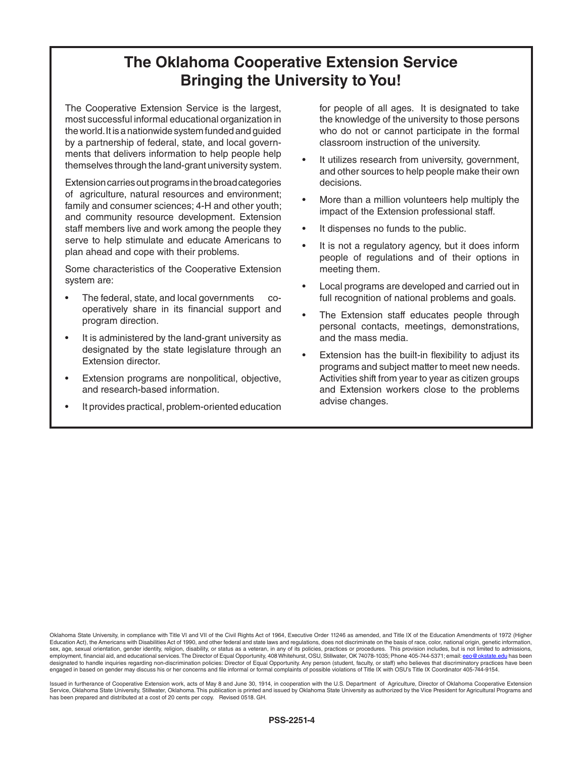# The Oklahoma Cooperative Extension Service
# Bringing the University to You!

The Cooperative Extension Service is the largest, most successful informal educational organization in the world. It is a nationwide system funded and guided by a partnership of federal, state, and local governments that delivers information to help people help themselves through the land-grant university system.

Extension carries out programs in the broad categories of agriculture, natural resources and environment; family and consumer sciences; 4-H and other youth; and community resource development. Extension staff members live and work among the people they serve to help stimulate and educate Americans to plan ahead and cope with their problems.

Some characteristics of the Cooperative Extension system are:

- The federal, state, and local governments cooperatively share in its financial support and program direction.
- It is administered by the land-grant university as designated by the state legislature through an Extension director.
- Extension programs are nonpolitical, objective, and research-based information.
- It provides practical, problem-oriented education for people of all ages. It is designated to take the knowledge of the university to those persons who do not or cannot participate in the formal classroom instruction of the university.
- It utilizes research from university, government, and other sources to help people make their own decisions.
- More than a million volunteers help multiply the impact of the Extension professional staff.
- It dispenses no funds to the public.
- It is not a regulatory agency, but it does inform people of regulations and of their options in meeting them.
- Local programs are developed and carried out in full recognition of national problems and goals.
- The Extension staff educates people through personal contacts, meetings, demonstrations, and the mass media.
- Extension has the built-in flexibility to adjust its programs and subject matter to meet new needs. Activities shift from year to year as citizen groups and Extension workers close to the problems advise changes.

Oklahoma State University, in compliance with Title VI and VII of the Civil Rights Act of 1964, Executive Order 11246 as amended, and Title IX of the Education Amendments of 1972 (Higher Education Act), the Americans with Disabilities Act of 1990, and other federal and state laws and regulations, does not discriminate on the basis of race, color, national origin, genetic information, sex, age, sexual orientation, gender identity, religion, disability, or status as a veteran, in any of its policies, practices or procedures. This provision includes, but is not limited to admissions, employment, financial aid, and educational services. The Director of Equal Opportunity, 408 Whitehurst, OSU, Stillwater, OK 74078-1035; Phone 405-744-5371; email: eeo@okstate.edu has been designated to handle inquiries regarding non-discrimination policies: Director of Equal Opportunity. Any person (student, faculty, or staff) who believes that discriminatory practices have been engaged in based on gender may discuss his or her concerns and file informal or formal complaints of possible violations of Title IX with OSU's Title IX Coordinator 405-744-9154.

Issued in furtherance of Cooperative Extension work, acts of May 8 and June 30, 1914, in cooperation with the U.S. Department of Agriculture, Director of Oklahoma Cooperative Extension Service, Oklahoma State University, Stillwater, Oklahoma. This publication is printed and issued by Oklahoma State University as authorized by the Vice President for Agricultural Programs and has been prepared and distributed at a cost of 20 cents per copy. Revised 0518. GH.

PSS-2251-4